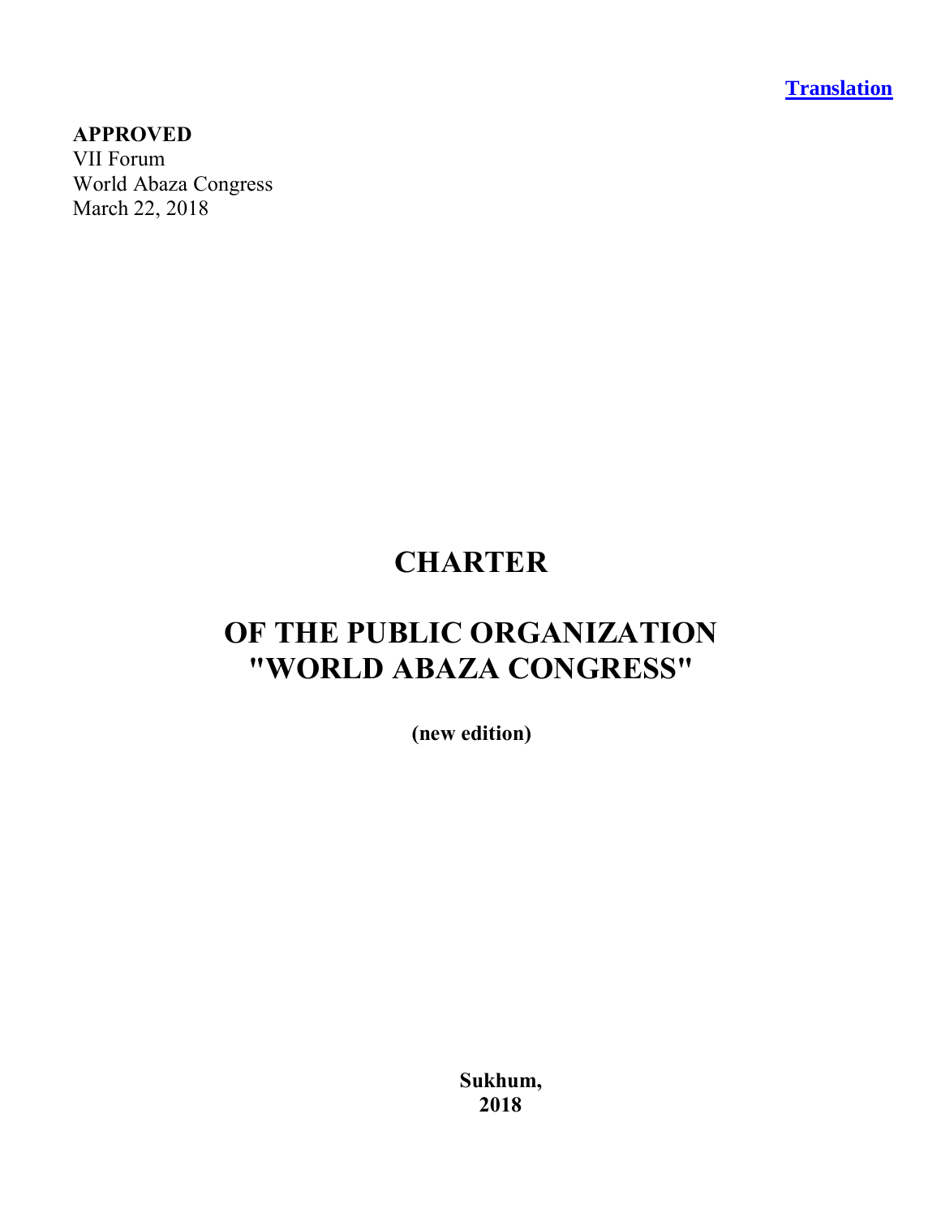**Translation**

**APPROVED**
VII Forum
World Abaza Congress
March 22, 2018

# CHARTER

# OF THE PUBLIC ORGANIZATION "WORLD ABAZA CONGRESS"

**(new edition)**

**Sukhum,**
**2018**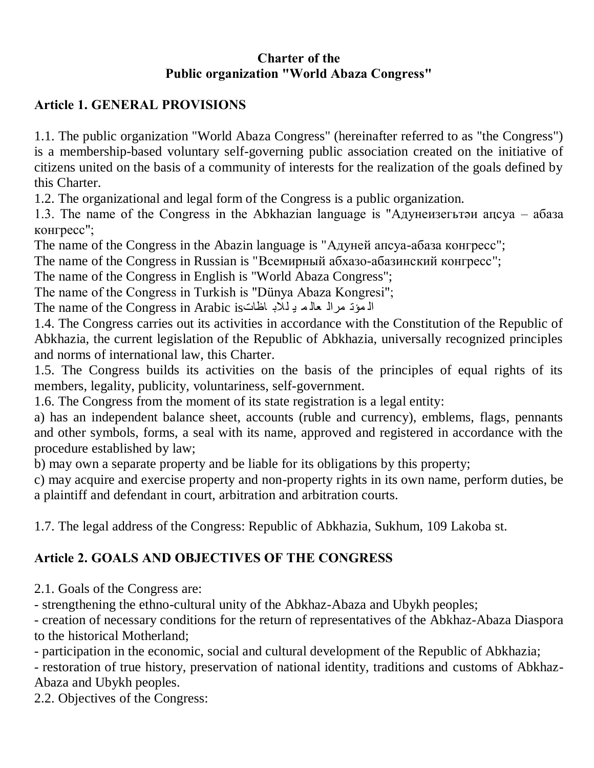**Charter of the**
**Public organization "World Abaza Congress"**

## Article 1. GENERAL PROVISIONS

1.1. The public organization "World Abaza Congress" (hereinafter referred to as "the Congress") is a membership-based voluntary self-governing public association created on the initiative of citizens united on the basis of a community of interests for the realization of the goals defined by this Charter.

1.2. The organizational and legal form of the Congress is a public organization.

1.3. The name of the Congress in the Abkhazian language is "Адунеизегьтәи аԥсуа – абаза конгресс";

The name of the Congress in the Abazin language is "Адуней апсуа-абаза конгресс";

The name of the Congress in Russian is "Всемирный абхазо-абазинский конгресс";

The name of the Congress in English is "World Abaza Congress";

The name of the Congress in Turkish is "Dünya Abaza Kongresi";

The name of the Congress in Arabic is المؤتمر العالمي للاباظات

1.4. The Congress carries out its activities in accordance with the Constitution of the Republic of Abkhazia, the current legislation of the Republic of Abkhazia, universally recognized principles and norms of international law, this Charter.

1.5. The Congress builds its activities on the basis of the principles of equal rights of its members, legality, publicity, voluntariness, self-government.

1.6. The Congress from the moment of its state registration is a legal entity:

a) has an independent balance sheet, accounts (ruble and currency), emblems, flags, pennants and other symbols, forms, a seal with its name, approved and registered in accordance with the procedure established by law;

b) may own a separate property and be liable for its obligations by this property;

c) may acquire and exercise property and non-property rights in its own name, perform duties, be a plaintiff and defendant in court, arbitration and arbitration courts.

1.7. The legal address of the Congress: Republic of Abkhazia, Sukhum, 109 Lakoba st.

## Article 2. GOALS AND OBJECTIVES OF THE CONGRESS

2.1. Goals of the Congress are:

- strengthening the ethno-cultural unity of the Abkhaz-Abaza and Ubykh peoples;
- creation of necessary conditions for the return of representatives of the Abkhaz-Abaza Diaspora to the historical Motherland;
- participation in the economic, social and cultural development of the Republic of Abkhazia;
- restoration of true history, preservation of national identity, traditions and customs of Abkhaz-Abaza and Ubykh peoples.

2.2. Objectives of the Congress: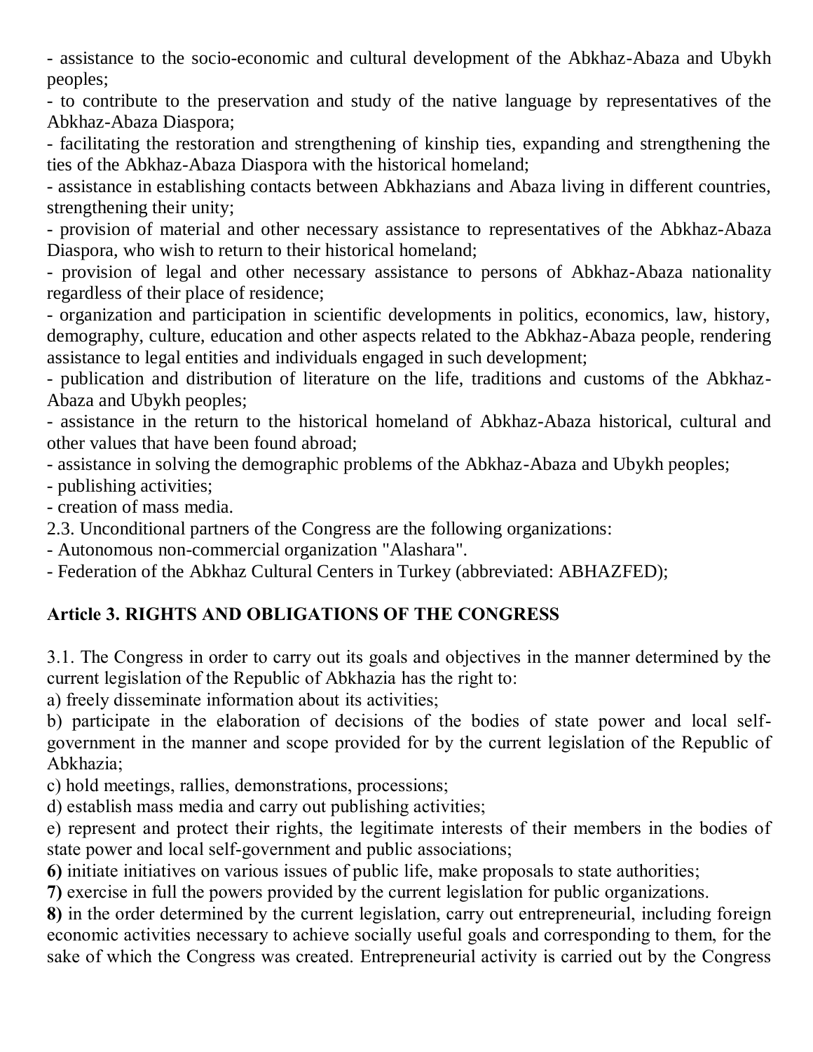- assistance to the socio-economic and cultural development of the Abkhaz-Abaza and Ubykh peoples;
- to contribute to the preservation and study of the native language by representatives of the Abkhaz-Abaza Diaspora;
- facilitating the restoration and strengthening of kinship ties, expanding and strengthening the ties of the Abkhaz-Abaza Diaspora with the historical homeland;
- assistance in establishing contacts between Abkhazians and Abaza living in different countries, strengthening their unity;
- provision of material and other necessary assistance to representatives of the Abkhaz-Abaza Diaspora, who wish to return to their historical homeland;
- provision of legal and other necessary assistance to persons of Abkhaz-Abaza nationality regardless of their place of residence;
- organization and participation in scientific developments in politics, economics, law, history, demography, culture, education and other aspects related to the Abkhaz-Abaza people, rendering assistance to legal entities and individuals engaged in such development;
- publication and distribution of literature on the life, traditions and customs of the Abkhaz-Abaza and Ubykh peoples;
- assistance in the return to the historical homeland of Abkhaz-Abaza historical, cultural and other values that have been found abroad;
- assistance in solving the demographic problems of the Abkhaz-Abaza and Ubykh peoples;
- publishing activities;
- creation of mass media.

2.3. Unconditional partners of the Congress are the following organizations:
- Autonomous non-commercial organization "Alashara".
- Federation of the Abkhaz Cultural Centers in Turkey (abbreviated: ABHAZFED);

## Article 3. RIGHTS AND OBLIGATIONS OF THE CONGRESS

3.1. The Congress in order to carry out its goals and objectives in the manner determined by the current legislation of the Republic of Abkhazia has the right to:

a) freely disseminate information about its activities;

b) participate in the elaboration of decisions of the bodies of state power and local self-government in the manner and scope provided for by the current legislation of the Republic of Abkhazia;

c) hold meetings, rallies, demonstrations, processions;

d) establish mass media and carry out publishing activities;

e) represent and protect their rights, the legitimate interests of their members in the bodies of state power and local self-government and public associations;

**6)** initiate initiatives on various issues of public life, make proposals to state authorities;

**7)** exercise in full the powers provided by the current legislation for public organizations.

**8)** in the order determined by the current legislation, carry out entrepreneurial, including foreign economic activities necessary to achieve socially useful goals and corresponding to them, for the sake of which the Congress was created. Entrepreneurial activity is carried out by the Congress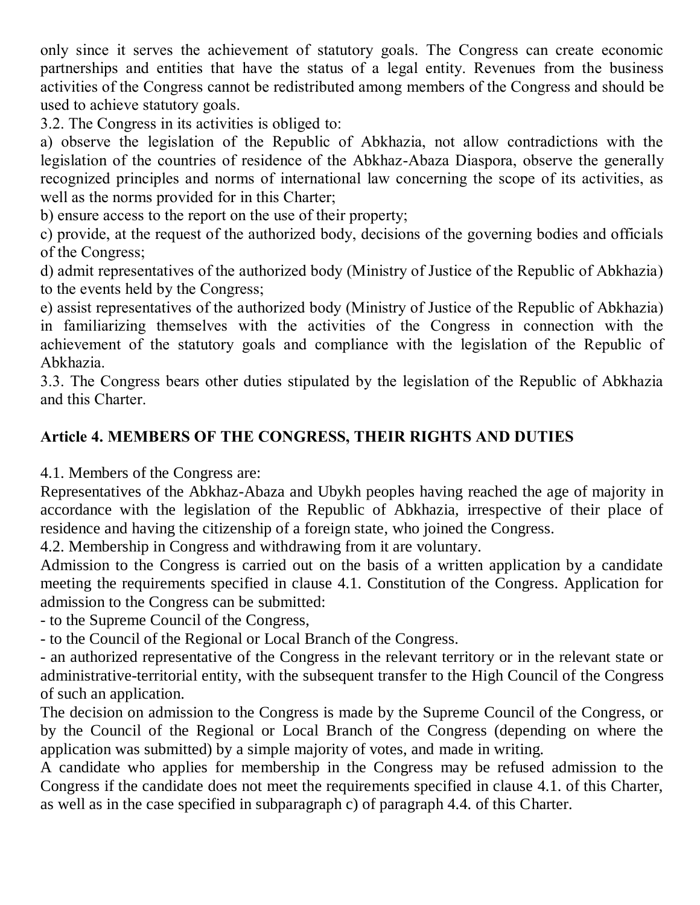only since it serves the achievement of statutory goals. The Congress can create economic partnerships and entities that have the status of a legal entity. Revenues from the business activities of the Congress cannot be redistributed among members of the Congress and should be used to achieve statutory goals.

3.2. The Congress in its activities is obliged to:

a) observe the legislation of the Republic of Abkhazia, not allow contradictions with the legislation of the countries of residence of the Abkhaz-Abaza Diaspora, observe the generally recognized principles and norms of international law concerning the scope of its activities, as well as the norms provided for in this Charter;

b) ensure access to the report on the use of their property;

c) provide, at the request of the authorized body, decisions of the governing bodies and officials of the Congress;

d) admit representatives of the authorized body (Ministry of Justice of the Republic of Abkhazia) to the events held by the Congress;

e) assist representatives of the authorized body (Ministry of Justice of the Republic of Abkhazia) in familiarizing themselves with the activities of the Congress in connection with the achievement of the statutory goals and compliance with the legislation of the Republic of Abkhazia.

3.3. The Congress bears other duties stipulated by the legislation of the Republic of Abkhazia and this Charter.

## Article 4. MEMBERS OF THE CONGRESS, THEIR RIGHTS AND DUTIES

4.1. Members of the Congress are:

Representatives of the Abkhaz-Abaza and Ubykh peoples having reached the age of majority in accordance with the legislation of the Republic of Abkhazia, irrespective of their place of residence and having the citizenship of a foreign state, who joined the Congress.

4.2. Membership in Congress and withdrawing from it are voluntary.

Admission to the Congress is carried out on the basis of a written application by a candidate meeting the requirements specified in clause 4.1. Constitution of the Congress. Application for admission to the Congress can be submitted:

- to the Supreme Council of the Congress,
- to the Council of the Regional or Local Branch of the Congress.
- an authorized representative of the Congress in the relevant territory or in the relevant state or administrative-territorial entity, with the subsequent transfer to the High Council of the Congress of such an application.

The decision on admission to the Congress is made by the Supreme Council of the Congress, or by the Council of the Regional or Local Branch of the Congress (depending on where the application was submitted) by a simple majority of votes, and made in writing.

A candidate who applies for membership in the Congress may be refused admission to the Congress if the candidate does not meet the requirements specified in clause 4.1. of this Charter, as well as in the case specified in subparagraph c) of paragraph 4.4. of this Charter.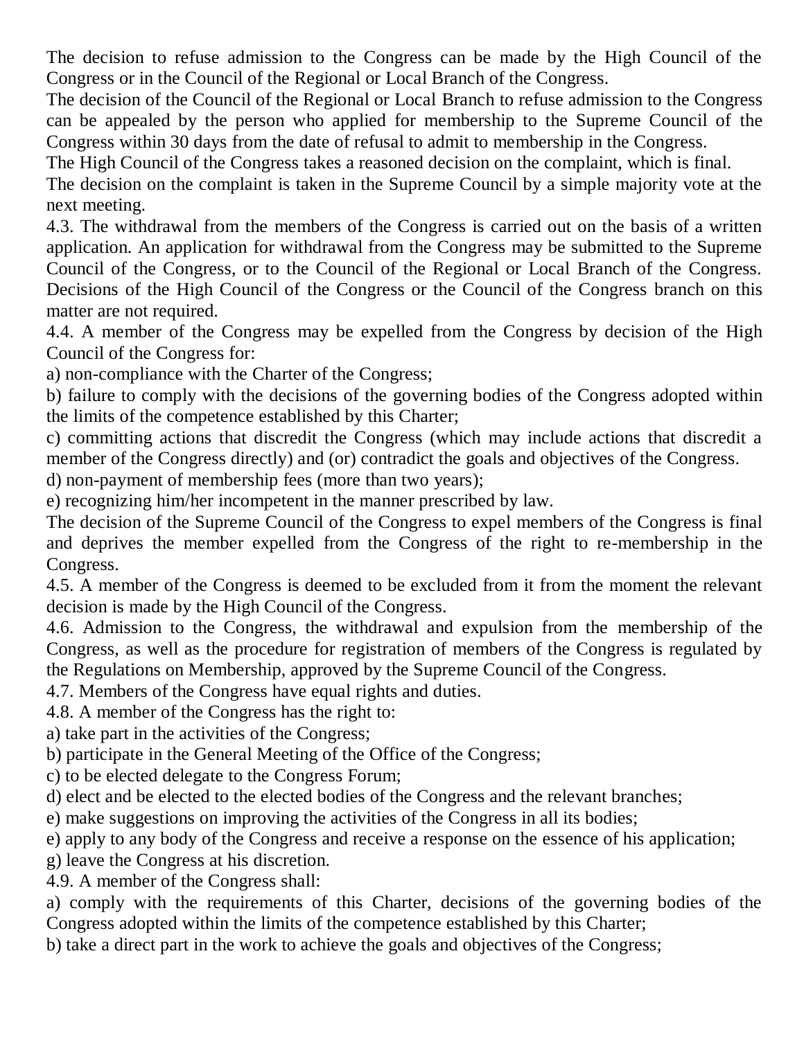The decision to refuse admission to the Congress can be made by the High Council of the Congress or in the Council of the Regional or Local Branch of the Congress.

The decision of the Council of the Regional or Local Branch to refuse admission to the Congress can be appealed by the person who applied for membership to the Supreme Council of the Congress within 30 days from the date of refusal to admit to membership in the Congress.

The High Council of the Congress takes a reasoned decision on the complaint, which is final.

The decision on the complaint is taken in the Supreme Council by a simple majority vote at the next meeting.

4.3. The withdrawal from the members of the Congress is carried out on the basis of a written application. An application for withdrawal from the Congress may be submitted to the Supreme Council of the Congress, or to the Council of the Regional or Local Branch of the Congress. Decisions of the High Council of the Congress or the Council of the Congress branch on this matter are not required.

4.4. A member of the Congress may be expelled from the Congress by decision of the High Council of the Congress for:

a) non-compliance with the Charter of the Congress;

b) failure to comply with the decisions of the governing bodies of the Congress adopted within the limits of the competence established by this Charter;

c) committing actions that discredit the Congress (which may include actions that discredit a member of the Congress directly) and (or) contradict the goals and objectives of the Congress.

d) non-payment of membership fees (more than two years);

e) recognizing him/her incompetent in the manner prescribed by law.

The decision of the Supreme Council of the Congress to expel members of the Congress is final and deprives the member expelled from the Congress of the right to re-membership in the Congress.

4.5. A member of the Congress is deemed to be excluded from it from the moment the relevant decision is made by the High Council of the Congress.

4.6. Admission to the Congress, the withdrawal and expulsion from the membership of the Congress, as well as the procedure for registration of members of the Congress is regulated by the Regulations on Membership, approved by the Supreme Council of the Congress.

4.7. Members of the Congress have equal rights and duties.

4.8. A member of the Congress has the right to:

a) take part in the activities of the Congress;

b) participate in the General Meeting of the Office of the Congress;

c) to be elected delegate to the Congress Forum;

d) elect and be elected to the elected bodies of the Congress and the relevant branches;

e) make suggestions on improving the activities of the Congress in all its bodies;

e) apply to any body of the Congress and receive a response on the essence of his application;

g) leave the Congress at his discretion.

4.9. A member of the Congress shall:

a) comply with the requirements of this Charter, decisions of the governing bodies of the Congress adopted within the limits of the competence established by this Charter;

b) take a direct part in the work to achieve the goals and objectives of the Congress;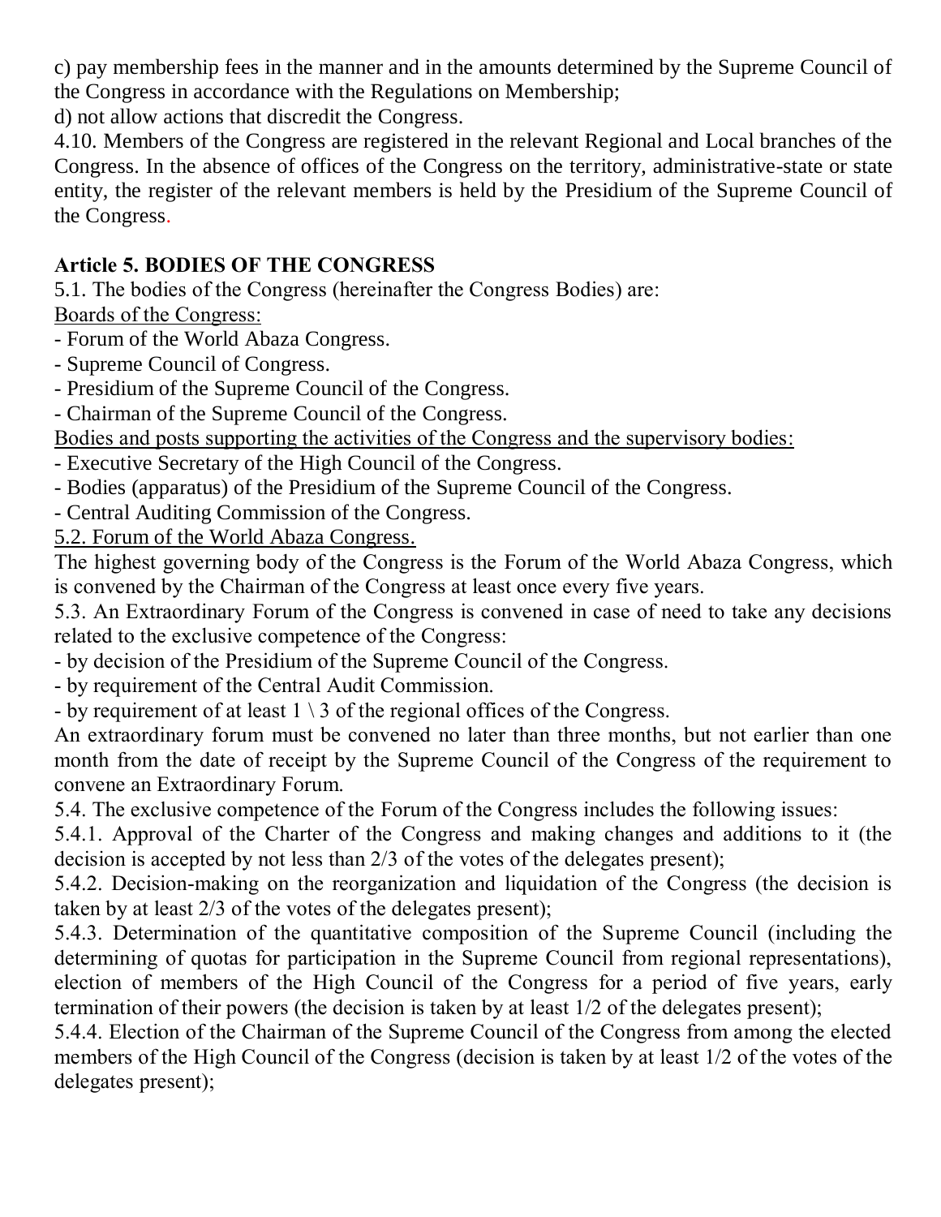c) pay membership fees in the manner and in the amounts determined by the Supreme Council of the Congress in accordance with the Regulations on Membership;

d) not allow actions that discredit the Congress.

4.10. Members of the Congress are registered in the relevant Regional and Local branches of the Congress. In the absence of offices of the Congress on the territory, administrative-state or state entity, the register of the relevant members is held by the Presidium of the Supreme Council of the Congress.

**Article 5. BODIES OF THE CONGRESS**

5.1. The bodies of the Congress (hereinafter the Congress Bodies) are:

Boards of the Congress:

- Forum of the World Abaza Congress.
- Supreme Council of Congress.
- Presidium of the Supreme Council of the Congress.
- Chairman of the Supreme Council of the Congress.

Bodies and posts supporting the activities of the Congress and the supervisory bodies:

- Executive Secretary of the High Council of the Congress.
- Bodies (apparatus) of the Presidium of the Supreme Council of the Congress.
- Central Auditing Commission of the Congress.

5.2. Forum of the World Abaza Congress.

The highest governing body of the Congress is the Forum of the World Abaza Congress, which is convened by the Chairman of the Congress at least once every five years.

5.3. An Extraordinary Forum of the Congress is convened in case of need to take any decisions related to the exclusive competence of the Congress:

- by decision of the Presidium of the Supreme Council of the Congress.
- by requirement of the Central Audit Commission.
- by requirement of at least 1 \ 3 of the regional offices of the Congress.

An extraordinary forum must be convened no later than three months, but not earlier than one month from the date of receipt by the Supreme Council of the Congress of the requirement to convene an Extraordinary Forum.

5.4. The exclusive competence of the Forum of the Congress includes the following issues:

5.4.1. Approval of the Charter of the Congress and making changes and additions to it (the decision is accepted by not less than 2/3 of the votes of the delegates present);

5.4.2. Decision-making on the reorganization and liquidation of the Congress (the decision is taken by at least 2/3 of the votes of the delegates present);

5.4.3. Determination of the quantitative composition of the Supreme Council (including the determining of quotas for participation in the Supreme Council from regional representations), election of members of the High Council of the Congress for a period of five years, early termination of their powers (the decision is taken by at least 1/2 of the delegates present);

5.4.4. Election of the Chairman of the Supreme Council of the Congress from among the elected members of the High Council of the Congress (decision is taken by at least 1/2 of the votes of the delegates present);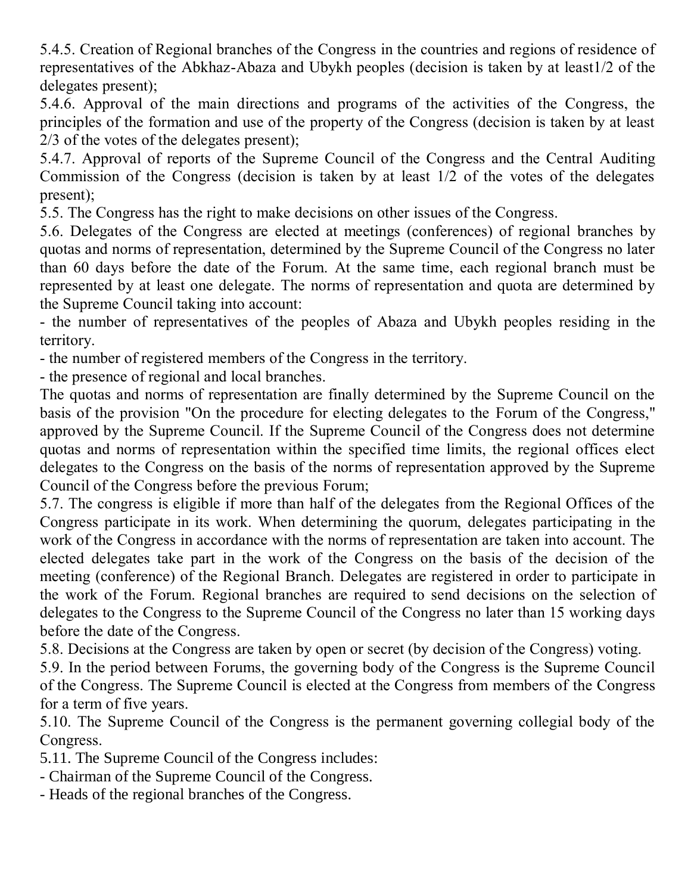5.4.5. Creation of Regional branches of the Congress in the countries and regions of residence of representatives of the Abkhaz-Abaza and Ubykh peoples (decision is taken by at least1/2 of the delegates present);

5.4.6. Approval of the main directions and programs of the activities of the Congress, the principles of the formation and use of the property of the Congress (decision is taken by at least 2/3 of the votes of the delegates present);

5.4.7. Approval of reports of the Supreme Council of the Congress and the Central Auditing Commission of the Congress (decision is taken by at least 1/2 of the votes of the delegates present);

5.5. The Congress has the right to make decisions on other issues of the Congress.

5.6. Delegates of the Congress are elected at meetings (conferences) of regional branches by quotas and norms of representation, determined by the Supreme Council of the Congress no later than 60 days before the date of the Forum. At the same time, each regional branch must be represented by at least one delegate. The norms of representation and quota are determined by the Supreme Council taking into account:

- the number of representatives of the peoples of Abaza and Ubykh peoples residing in the territory.
- the number of registered members of the Congress in the territory.
- the presence of regional and local branches.

The quotas and norms of representation are finally determined by the Supreme Council on the basis of the provision "On the procedure for electing delegates to the Forum of the Congress," approved by the Supreme Council. If the Supreme Council of the Congress does not determine quotas and norms of representation within the specified time limits, the regional offices elect delegates to the Congress on the basis of the norms of representation approved by the Supreme Council of the Congress before the previous Forum;

5.7. The congress is eligible if more than half of the delegates from the Regional Offices of the Congress participate in its work. When determining the quorum, delegates participating in the work of the Congress in accordance with the norms of representation are taken into account. The elected delegates take part in the work of the Congress on the basis of the decision of the meeting (conference) of the Regional Branch. Delegates are registered in order to participate in the work of the Forum. Regional branches are required to send decisions on the selection of delegates to the Congress to the Supreme Council of the Congress no later than 15 working days before the date of the Congress.

5.8. Decisions at the Congress are taken by open or secret (by decision of the Congress) voting.

5.9. In the period between Forums, the governing body of the Congress is the Supreme Council of the Congress. The Supreme Council is elected at the Congress from members of the Congress for a term of five years.

5.10. The Supreme Council of the Congress is the permanent governing collegial body of the Congress.

5.11. The Supreme Council of the Congress includes:

- Chairman of the Supreme Council of the Congress.
- Heads of the regional branches of the Congress.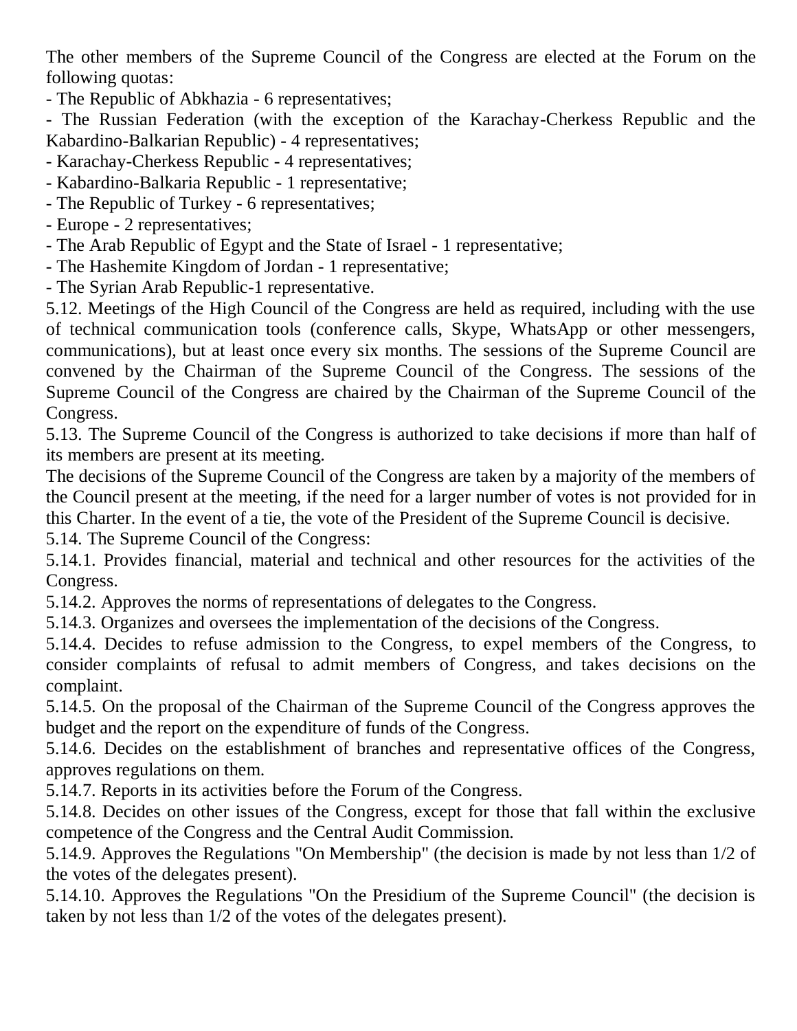The other members of the Supreme Council of the Congress are elected at the Forum on the following quotas:

- The Republic of Abkhazia - 6 representatives;
- The Russian Federation (with the exception of the Karachay-Cherkess Republic and the Kabardino-Balkarian Republic) - 4 representatives;
- Karachay-Cherkess Republic - 4 representatives;
- Kabardino-Balkaria Republic - 1 representative;
- The Republic of Turkey - 6 representatives;
- Europe - 2 representatives;
- The Arab Republic of Egypt and the State of Israel - 1 representative;
- The Hashemite Kingdom of Jordan - 1 representative;
- The Syrian Arab Republic-1 representative.

5.12. Meetings of the High Council of the Congress are held as required, including with the use of technical communication tools (conference calls, Skype, WhatsApp or other messengers, communications), but at least once every six months. The sessions of the Supreme Council are convened by the Chairman of the Supreme Council of the Congress. The sessions of the Supreme Council of the Congress are chaired by the Chairman of the Supreme Council of the Congress.

5.13. The Supreme Council of the Congress is authorized to take decisions if more than half of its members are present at its meeting.

The decisions of the Supreme Council of the Congress are taken by a majority of the members of the Council present at the meeting, if the need for a larger number of votes is not provided for in this Charter. In the event of a tie, the vote of the President of the Supreme Council is decisive.

5.14. The Supreme Council of the Congress:

5.14.1. Provides financial, material and technical and other resources for the activities of the Congress.

5.14.2. Approves the norms of representations of delegates to the Congress.

5.14.3. Organizes and oversees the implementation of the decisions of the Congress.

5.14.4. Decides to refuse admission to the Congress, to expel members of the Congress, to consider complaints of refusal to admit members of Congress, and takes decisions on the complaint.

5.14.5. On the proposal of the Chairman of the Supreme Council of the Congress approves the budget and the report on the expenditure of funds of the Congress.

5.14.6. Decides on the establishment of branches and representative offices of the Congress, approves regulations on them.

5.14.7. Reports in its activities before the Forum of the Congress.

5.14.8. Decides on other issues of the Congress, except for those that fall within the exclusive competence of the Congress and the Central Audit Commission.

5.14.9. Approves the Regulations "On Membership" (the decision is made by not less than 1/2 of the votes of the delegates present).

5.14.10. Approves the Regulations "On the Presidium of the Supreme Council" (the decision is taken by not less than 1/2 of the votes of the delegates present).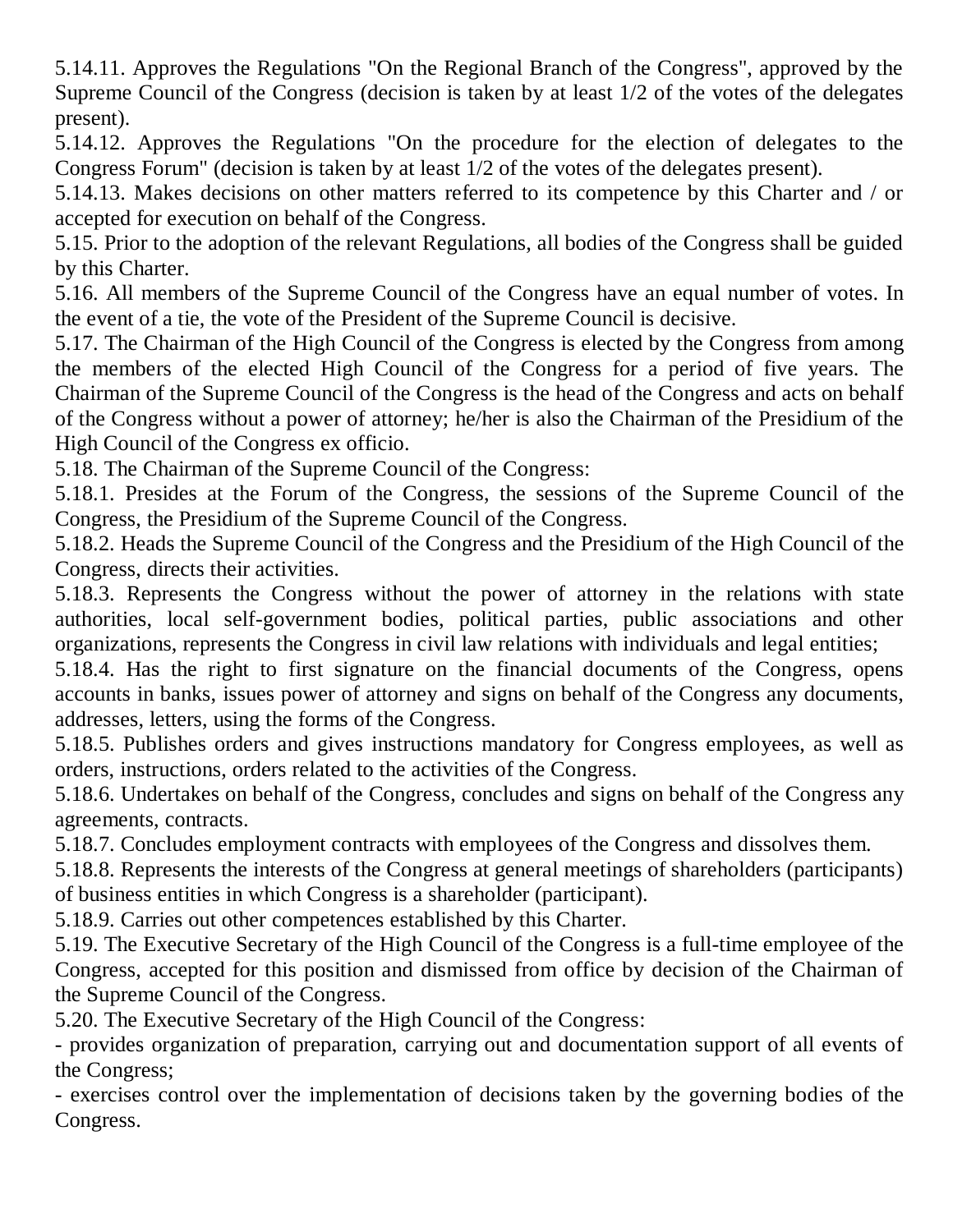5.14.11. Approves the Regulations "On the Regional Branch of the Congress", approved by the Supreme Council of the Congress (decision is taken by at least 1/2 of the votes of the delegates present).

5.14.12. Approves the Regulations "On the procedure for the election of delegates to the Congress Forum" (decision is taken by at least 1/2 of the votes of the delegates present).

5.14.13. Makes decisions on other matters referred to its competence by this Charter and / or accepted for execution on behalf of the Congress.

5.15. Prior to the adoption of the relevant Regulations, all bodies of the Congress shall be guided by this Charter.

5.16. All members of the Supreme Council of the Congress have an equal number of votes. In the event of a tie, the vote of the President of the Supreme Council is decisive.

5.17. The Chairman of the High Council of the Congress is elected by the Congress from among the members of the elected High Council of the Congress for a period of five years. The Chairman of the Supreme Council of the Congress is the head of the Congress and acts on behalf of the Congress without a power of attorney; he/her is also the Chairman of the Presidium of the High Council of the Congress ex officio.

5.18. The Chairman of the Supreme Council of the Congress:

5.18.1. Presides at the Forum of the Congress, the sessions of the Supreme Council of the Congress, the Presidium of the Supreme Council of the Congress.

5.18.2. Heads the Supreme Council of the Congress and the Presidium of the High Council of the Congress, directs their activities.

5.18.3. Represents the Congress without the power of attorney in the relations with state authorities, local self-government bodies, political parties, public associations and other organizations, represents the Congress in civil law relations with individuals and legal entities;

5.18.4. Has the right to first signature on the financial documents of the Congress, opens accounts in banks, issues power of attorney and signs on behalf of the Congress any documents, addresses, letters, using the forms of the Congress.

5.18.5. Publishes orders and gives instructions mandatory for Congress employees, as well as orders, instructions, orders related to the activities of the Congress.

5.18.6. Undertakes on behalf of the Congress, concludes and signs on behalf of the Congress any agreements, contracts.

5.18.7. Concludes employment contracts with employees of the Congress and dissolves them.

5.18.8. Represents the interests of the Congress at general meetings of shareholders (participants) of business entities in which Congress is a shareholder (participant).

5.18.9. Carries out other competences established by this Charter.

5.19. The Executive Secretary of the High Council of the Congress is a full-time employee of the Congress, accepted for this position and dismissed from office by decision of the Chairman of the Supreme Council of the Congress.

5.20. The Executive Secretary of the High Council of the Congress:

- provides organization of preparation, carrying out and documentation support of all events of the Congress;
- exercises control over the implementation of decisions taken by the governing bodies of the Congress.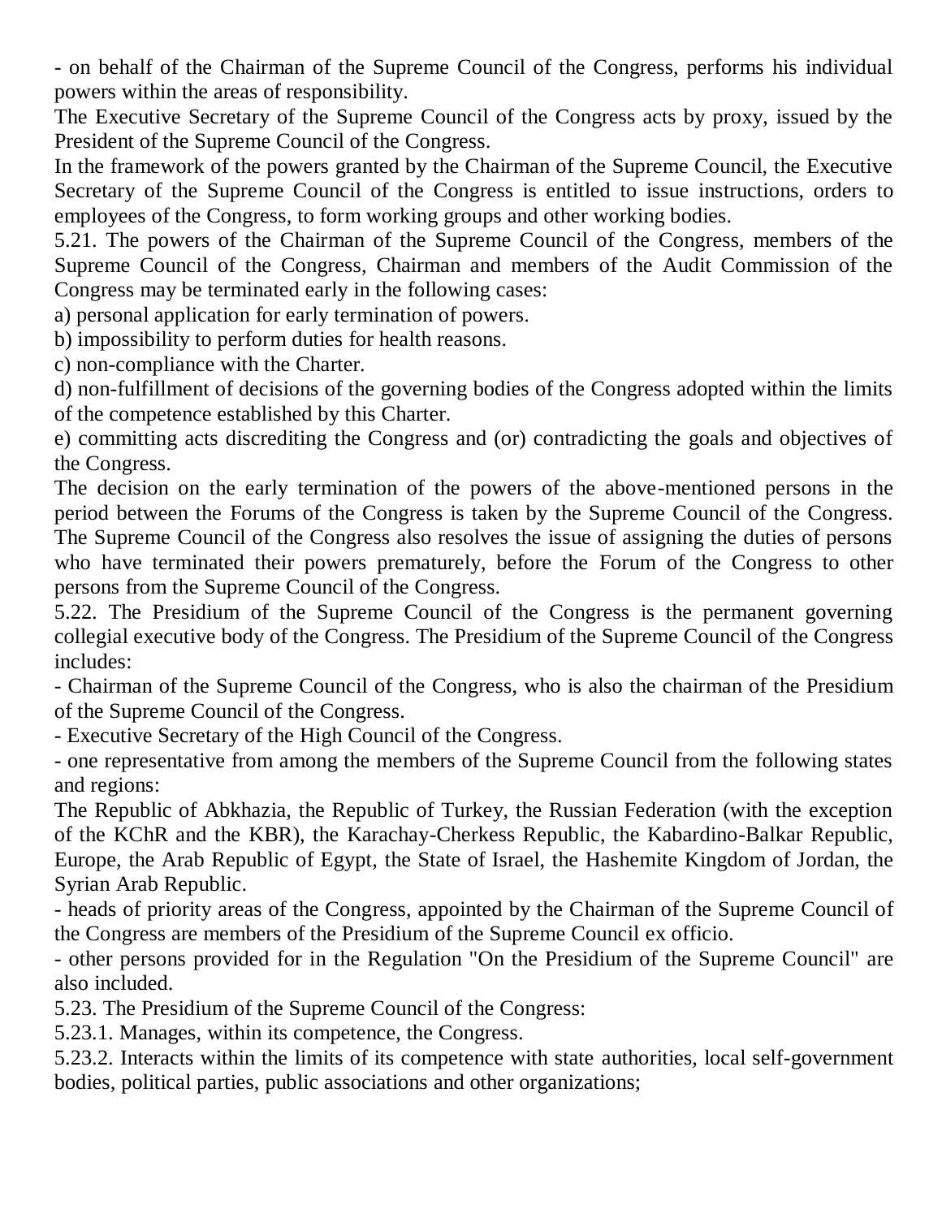- on behalf of the Chairman of the Supreme Council of the Congress, performs his individual powers within the areas of responsibility.

The Executive Secretary of the Supreme Council of the Congress acts by proxy, issued by the President of the Supreme Council of the Congress.

In the framework of the powers granted by the Chairman of the Supreme Council, the Executive Secretary of the Supreme Council of the Congress is entitled to issue instructions, orders to employees of the Congress, to form working groups and other working bodies.

5.21. The powers of the Chairman of the Supreme Council of the Congress, members of the Supreme Council of the Congress, Chairman and members of the Audit Commission of the Congress may be terminated early in the following cases:

a) personal application for early termination of powers.

b) impossibility to perform duties for health reasons.

c) non-compliance with the Charter.

d) non-fulfillment of decisions of the governing bodies of the Congress adopted within the limits of the competence established by this Charter.

e) committing acts discrediting the Congress and (or) contradicting the goals and objectives of the Congress.

The decision on the early termination of the powers of the above-mentioned persons in the period between the Forums of the Congress is taken by the Supreme Council of the Congress. The Supreme Council of the Congress also resolves the issue of assigning the duties of persons who have terminated their powers prematurely, before the Forum of the Congress to other persons from the Supreme Council of the Congress.

5.22. The Presidium of the Supreme Council of the Congress is the permanent governing collegial executive body of the Congress. The Presidium of the Supreme Council of the Congress includes:

- Chairman of the Supreme Council of the Congress, who is also the chairman of the Presidium of the Supreme Council of the Congress.
- Executive Secretary of the High Council of the Congress.
- one representative from among the members of the Supreme Council from the following states and regions:

The Republic of Abkhazia, the Republic of Turkey, the Russian Federation (with the exception of the KChR and the KBR), the Karachay-Cherkess Republic, the Kabardino-Balkar Republic, Europe, the Arab Republic of Egypt, the State of Israel, the Hashemite Kingdom of Jordan, the Syrian Arab Republic.

- heads of priority areas of the Congress, appointed by the Chairman of the Supreme Council of the Congress are members of the Presidium of the Supreme Council ex officio.
- other persons provided for in the Regulation "On the Presidium of the Supreme Council" are also included.

5.23. The Presidium of the Supreme Council of the Congress:

5.23.1. Manages, within its competence, the Congress.

5.23.2. Interacts within the limits of its competence with state authorities, local self-government bodies, political parties, public associations and other organizations;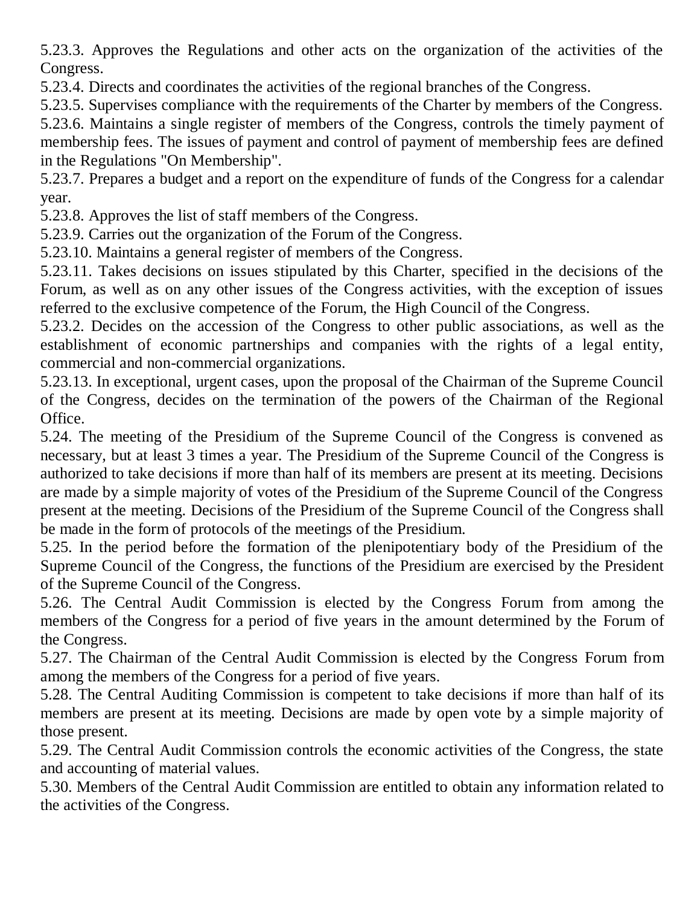5.23.3. Approves the Regulations and other acts on the organization of the activities of the Congress.

5.23.4. Directs and coordinates the activities of the regional branches of the Congress.

5.23.5. Supervises compliance with the requirements of the Charter by members of the Congress.

5.23.6. Maintains a single register of members of the Congress, controls the timely payment of membership fees. The issues of payment and control of payment of membership fees are defined in the Regulations "On Membership".

5.23.7. Prepares a budget and a report on the expenditure of funds of the Congress for a calendar year.

5.23.8. Approves the list of staff members of the Congress.

5.23.9. Carries out the organization of the Forum of the Congress.

5.23.10. Maintains a general register of members of the Congress.

5.23.11. Takes decisions on issues stipulated by this Charter, specified in the decisions of the Forum, as well as on any other issues of the Congress activities, with the exception of issues referred to the exclusive competence of the Forum, the High Council of the Congress.

5.23.2. Decides on the accession of the Congress to other public associations, as well as the establishment of economic partnerships and companies with the rights of a legal entity, commercial and non-commercial organizations.

5.23.13. In exceptional, urgent cases, upon the proposal of the Chairman of the Supreme Council of the Congress, decides on the termination of the powers of the Chairman of the Regional Office.

5.24. The meeting of the Presidium of the Supreme Council of the Congress is convened as necessary, but at least 3 times a year. The Presidium of the Supreme Council of the Congress is authorized to take decisions if more than half of its members are present at its meeting. Decisions are made by a simple majority of votes of the Presidium of the Supreme Council of the Congress present at the meeting. Decisions of the Presidium of the Supreme Council of the Congress shall be made in the form of protocols of the meetings of the Presidium.

5.25. In the period before the formation of the plenipotentiary body of the Presidium of the Supreme Council of the Congress, the functions of the Presidium are exercised by the President of the Supreme Council of the Congress.

5.26. The Central Audit Commission is elected by the Congress Forum from among the members of the Congress for a period of five years in the amount determined by the Forum of the Congress.

5.27. The Chairman of the Central Audit Commission is elected by the Congress Forum from among the members of the Congress for a period of five years.

5.28. The Central Auditing Commission is competent to take decisions if more than half of its members are present at its meeting. Decisions are made by open vote by a simple majority of those present.

5.29. The Central Audit Commission controls the economic activities of the Congress, the state and accounting of material values.

5.30. Members of the Central Audit Commission are entitled to obtain any information related to the activities of the Congress.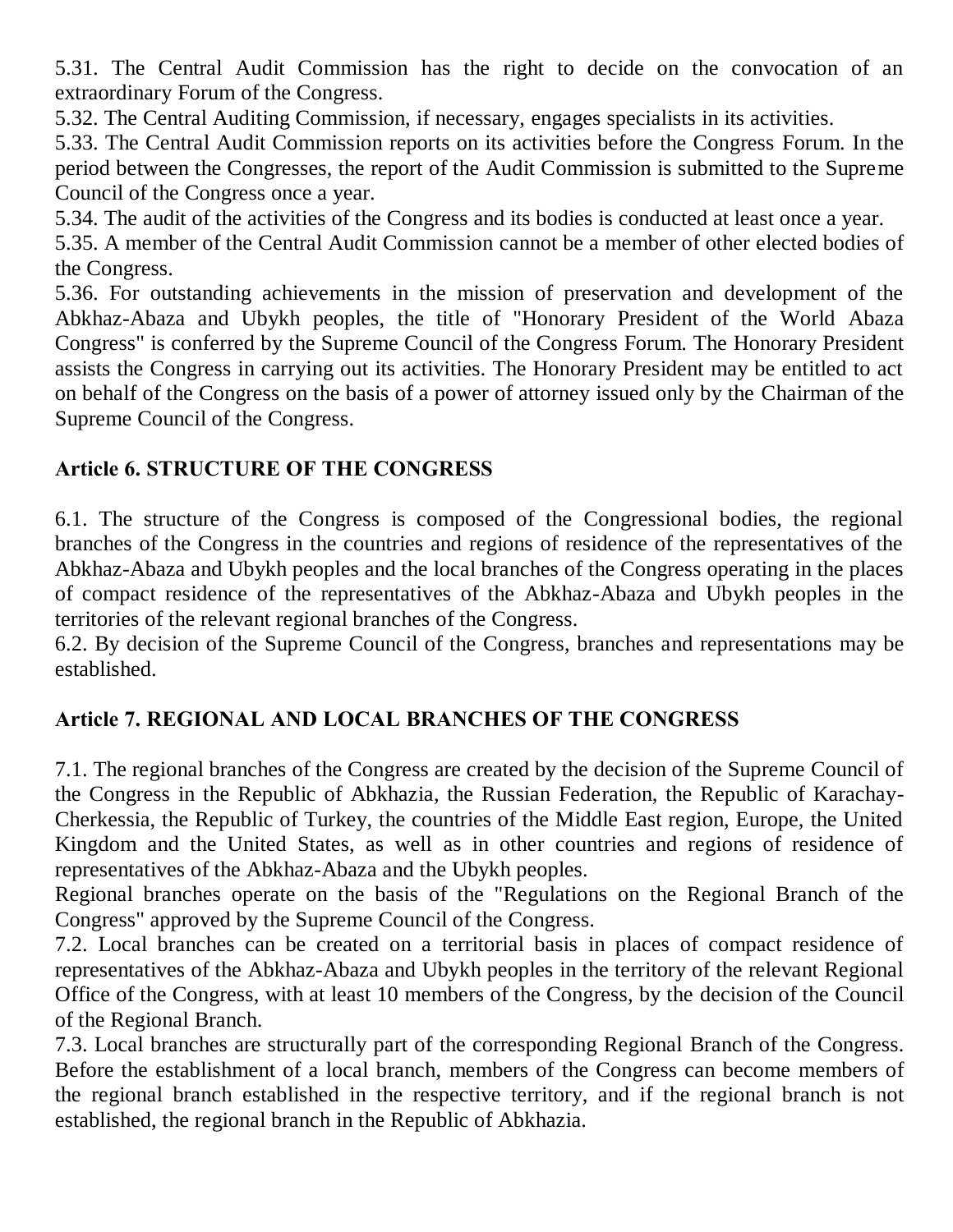5.31. The Central Audit Commission has the right to decide on the convocation of an extraordinary Forum of the Congress.

5.32. The Central Auditing Commission, if necessary, engages specialists in its activities.

5.33. The Central Audit Commission reports on its activities before the Congress Forum. In the period between the Congresses, the report of the Audit Commission is submitted to the Supreme Council of the Congress once a year.

5.34. The audit of the activities of the Congress and its bodies is conducted at least once a year.

5.35. A member of the Central Audit Commission cannot be a member of other elected bodies of the Congress.

5.36. For outstanding achievements in the mission of preservation and development of the Abkhaz-Abaza and Ubykh peoples, the title of "Honorary President of the World Abaza Congress" is conferred by the Supreme Council of the Congress Forum. The Honorary President assists the Congress in carrying out its activities. The Honorary President may be entitled to act on behalf of the Congress on the basis of a power of attorney issued only by the Chairman of the Supreme Council of the Congress.

## Article 6. STRUCTURE OF THE CONGRESS

6.1. The structure of the Congress is composed of the Congressional bodies, the regional branches of the Congress in the countries and regions of residence of the representatives of the Abkhaz-Abaza and Ubykh peoples and the local branches of the Congress operating in the places of compact residence of the representatives of the Abkhaz-Abaza and Ubykh peoples in the territories of the relevant regional branches of the Congress.

6.2. By decision of the Supreme Council of the Congress, branches and representations may be established.

## Article 7. REGIONAL AND LOCAL BRANCHES OF THE CONGRESS

7.1. The regional branches of the Congress are created by the decision of the Supreme Council of the Congress in the Republic of Abkhazia, the Russian Federation, the Republic of Karachay-Cherkessia, the Republic of Turkey, the countries of the Middle East region, Europe, the United Kingdom and the United States, as well as in other countries and regions of residence of representatives of the Abkhaz-Abaza and the Ubykh peoples.

Regional branches operate on the basis of the "Regulations on the Regional Branch of the Congress" approved by the Supreme Council of the Congress.

7.2. Local branches can be created on a territorial basis in places of compact residence of representatives of the Abkhaz-Abaza and Ubykh peoples in the territory of the relevant Regional Office of the Congress, with at least 10 members of the Congress, by the decision of the Council of the Regional Branch.

7.3. Local branches are structurally part of the corresponding Regional Branch of the Congress. Before the establishment of a local branch, members of the Congress can become members of the regional branch established in the respective territory, and if the regional branch is not established, the regional branch in the Republic of Abkhazia.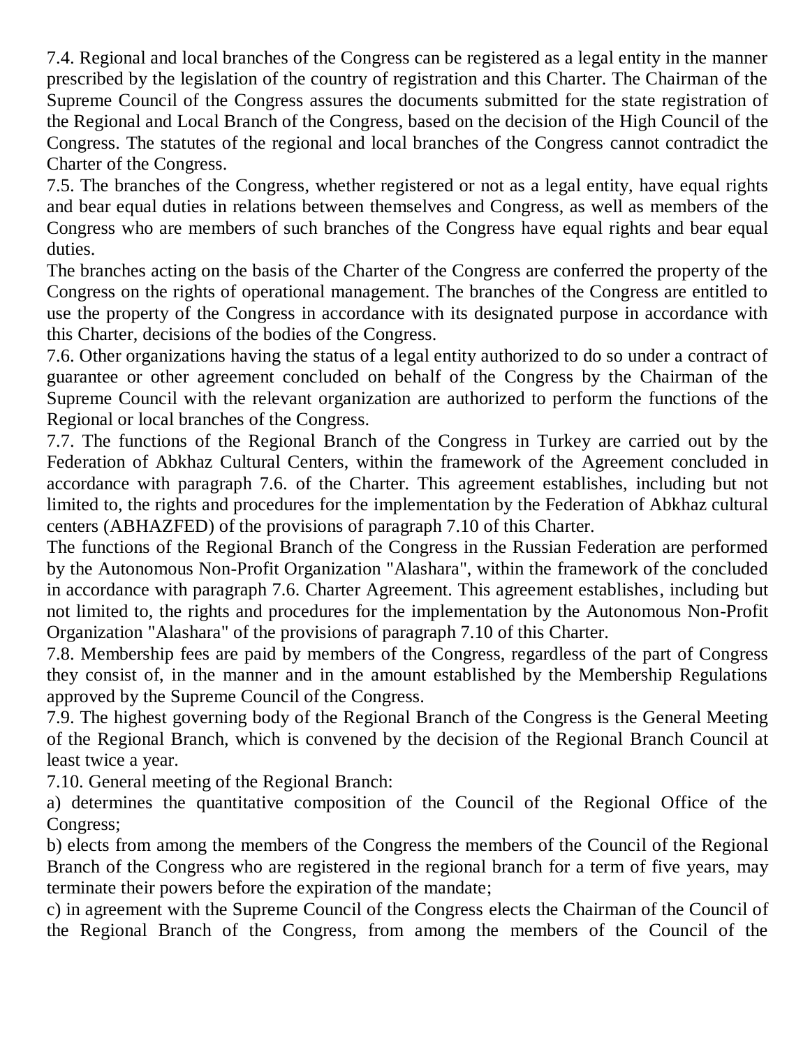7.4. Regional and local branches of the Congress can be registered as a legal entity in the manner prescribed by the legislation of the country of registration and this Charter. The Chairman of the Supreme Council of the Congress assures the documents submitted for the state registration of the Regional and Local Branch of the Congress, based on the decision of the High Council of the Congress. The statutes of the regional and local branches of the Congress cannot contradict the Charter of the Congress.

7.5. The branches of the Congress, whether registered or not as a legal entity, have equal rights and bear equal duties in relations between themselves and Congress, as well as members of the Congress who are members of such branches of the Congress have equal rights and bear equal duties.

The branches acting on the basis of the Charter of the Congress are conferred the property of the Congress on the rights of operational management. The branches of the Congress are entitled to use the property of the Congress in accordance with its designated purpose in accordance with this Charter, decisions of the bodies of the Congress.

7.6. Other organizations having the status of a legal entity authorized to do so under a contract of guarantee or other agreement concluded on behalf of the Congress by the Chairman of the Supreme Council with the relevant organization are authorized to perform the functions of the Regional or local branches of the Congress.

7.7. The functions of the Regional Branch of the Congress in Turkey are carried out by the Federation of Abkhaz Cultural Centers, within the framework of the Agreement concluded in accordance with paragraph 7.6. of the Charter. This agreement establishes, including but not limited to, the rights and procedures for the implementation by the Federation of Abkhaz cultural centers (ABHAZFED) of the provisions of paragraph 7.10 of this Charter.

The functions of the Regional Branch of the Congress in the Russian Federation are performed by the Autonomous Non-Profit Organization "Alashara", within the framework of the concluded in accordance with paragraph 7.6. Charter Agreement. This agreement establishes, including but not limited to, the rights and procedures for the implementation by the Autonomous Non-Profit Organization "Alashara" of the provisions of paragraph 7.10 of this Charter.

7.8. Membership fees are paid by members of the Congress, regardless of the part of Congress they consist of, in the manner and in the amount established by the Membership Regulations approved by the Supreme Council of the Congress.

7.9. The highest governing body of the Regional Branch of the Congress is the General Meeting of the Regional Branch, which is convened by the decision of the Regional Branch Council at least twice a year.

7.10. General meeting of the Regional Branch:

a) determines the quantitative composition of the Council of the Regional Office of the Congress;

b) elects from among the members of the Congress the members of the Council of the Regional Branch of the Congress who are registered in the regional branch for a term of five years, may terminate their powers before the expiration of the mandate;

c) in agreement with the Supreme Council of the Congress elects the Chairman of the Council of the Regional Branch of the Congress, from among the members of the Council of the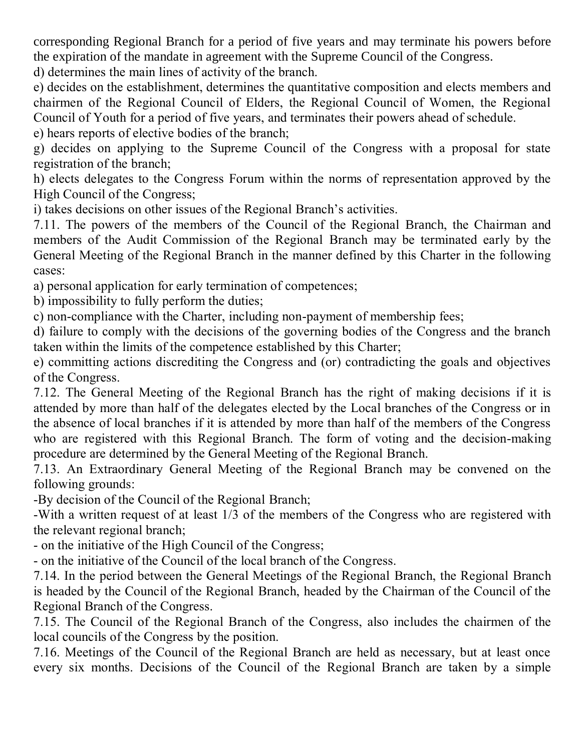corresponding Regional Branch for a period of five years and may terminate his powers before the expiration of the mandate in agreement with the Supreme Council of the Congress.

d) determines the main lines of activity of the branch.

e) decides on the establishment, determines the quantitative composition and elects members and chairmen of the Regional Council of Elders, the Regional Council of Women, the Regional Council of Youth for a period of five years, and terminates their powers ahead of schedule.

e) hears reports of elective bodies of the branch;

g) decides on applying to the Supreme Council of the Congress with a proposal for state registration of the branch;

h) elects delegates to the Congress Forum within the norms of representation approved by the High Council of the Congress;

i) takes decisions on other issues of the Regional Branch's activities.

7.11. The powers of the members of the Council of the Regional Branch, the Chairman and members of the Audit Commission of the Regional Branch may be terminated early by the General Meeting of the Regional Branch in the manner defined by this Charter in the following cases:

a) personal application for early termination of competences;

b) impossibility to fully perform the duties;

c) non-compliance with the Charter, including non-payment of membership fees;

d) failure to comply with the decisions of the governing bodies of the Congress and the branch taken within the limits of the competence established by this Charter;

e) committing actions discrediting the Congress and (or) contradicting the goals and objectives of the Congress.

7.12. The General Meeting of the Regional Branch has the right of making decisions if it is attended by more than half of the delegates elected by the Local branches of the Congress or in the absence of local branches if it is attended by more than half of the members of the Congress who are registered with this Regional Branch. The form of voting and the decision-making procedure are determined by the General Meeting of the Regional Branch.

7.13. An Extraordinary General Meeting of the Regional Branch may be convened on the following grounds:

-By decision of the Council of the Regional Branch;

-With a written request of at least 1/3 of the members of the Congress who are registered with the relevant regional branch;

- on the initiative of the High Council of the Congress;

- on the initiative of the Council of the local branch of the Congress.

7.14. In the period between the General Meetings of the Regional Branch, the Regional Branch is headed by the Council of the Regional Branch, headed by the Chairman of the Council of the Regional Branch of the Congress.

7.15. The Council of the Regional Branch of the Congress, also includes the chairmen of the local councils of the Congress by the position.

7.16. Meetings of the Council of the Regional Branch are held as necessary, but at least once every six months. Decisions of the Council of the Regional Branch are taken by a simple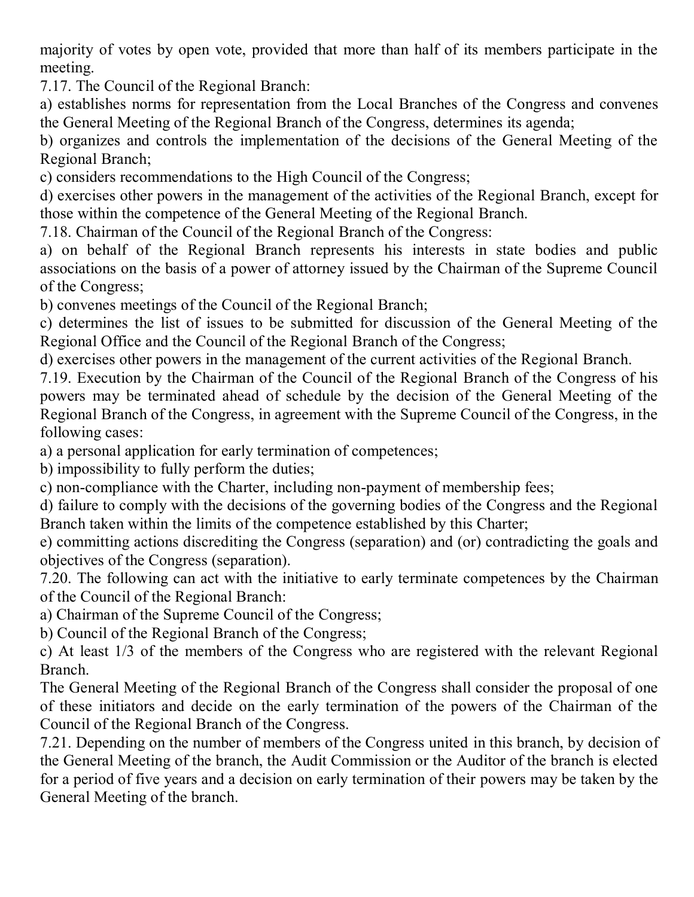majority of votes by open vote, provided that more than half of its members participate in the meeting.

7.17. The Council of the Regional Branch:

a) establishes norms for representation from the Local Branches of the Congress and convenes the General Meeting of the Regional Branch of the Congress, determines its agenda;

b) organizes and controls the implementation of the decisions of the General Meeting of the Regional Branch;

c) considers recommendations to the High Council of the Congress;

d) exercises other powers in the management of the activities of the Regional Branch, except for those within the competence of the General Meeting of the Regional Branch.

7.18. Chairman of the Council of the Regional Branch of the Congress:

a) on behalf of the Regional Branch represents his interests in state bodies and public associations on the basis of a power of attorney issued by the Chairman of the Supreme Council of the Congress;

b) convenes meetings of the Council of the Regional Branch;

c) determines the list of issues to be submitted for discussion of the General Meeting of the Regional Office and the Council of the Regional Branch of the Congress;

d) exercises other powers in the management of the current activities of the Regional Branch.

7.19. Execution by the Chairman of the Council of the Regional Branch of the Congress of his powers may be terminated ahead of schedule by the decision of the General Meeting of the Regional Branch of the Congress, in agreement with the Supreme Council of the Congress, in the following cases:

a) a personal application for early termination of competences;

b) impossibility to fully perform the duties;

c) non-compliance with the Charter, including non-payment of membership fees;

d) failure to comply with the decisions of the governing bodies of the Congress and the Regional Branch taken within the limits of the competence established by this Charter;

e) committing actions discrediting the Congress (separation) and (or) contradicting the goals and objectives of the Congress (separation).

7.20. The following can act with the initiative to early terminate competences by the Chairman of the Council of the Regional Branch:

a) Chairman of the Supreme Council of the Congress;

b) Council of the Regional Branch of the Congress;

c) At least 1/3 of the members of the Congress who are registered with the relevant Regional Branch.

The General Meeting of the Regional Branch of the Congress shall consider the proposal of one of these initiators and decide on the early termination of the powers of the Chairman of the Council of the Regional Branch of the Congress.

7.21. Depending on the number of members of the Congress united in this branch, by decision of the General Meeting of the branch, the Audit Commission or the Auditor of the branch is elected for a period of five years and a decision on early termination of their powers may be taken by the General Meeting of the branch.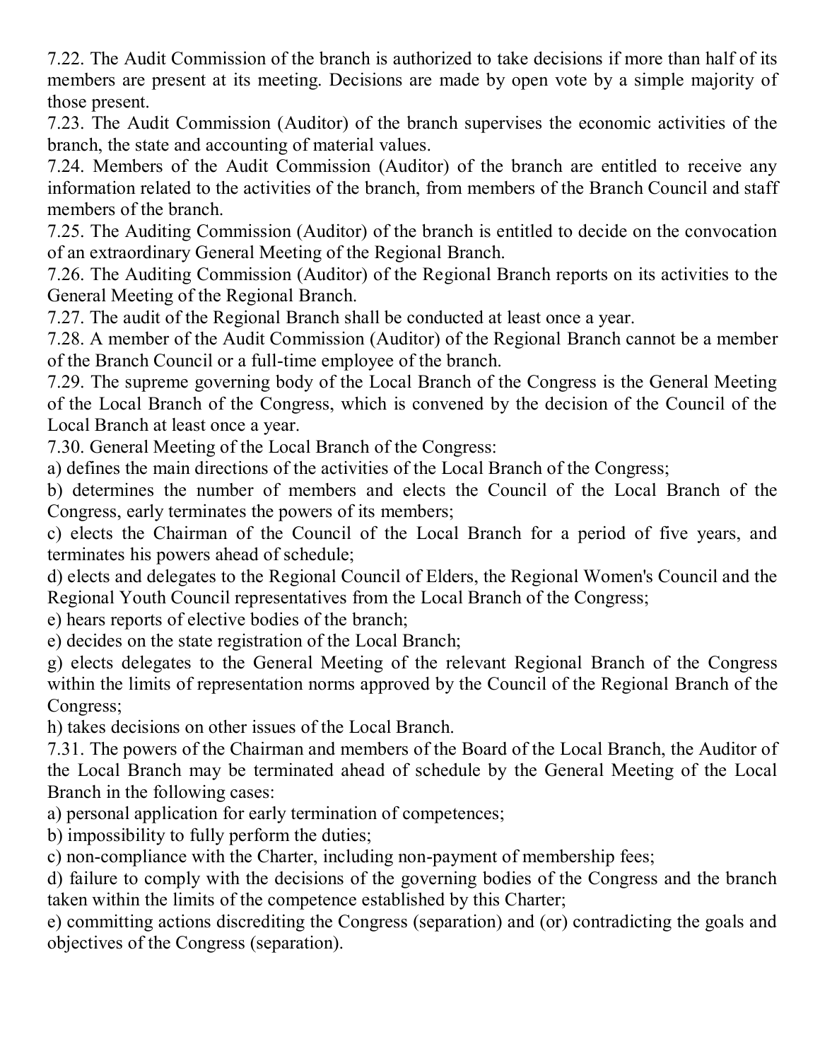7.22. The Audit Commission of the branch is authorized to take decisions if more than half of its members are present at its meeting. Decisions are made by open vote by a simple majority of those present.

7.23. The Audit Commission (Auditor) of the branch supervises the economic activities of the branch, the state and accounting of material values.

7.24. Members of the Audit Commission (Auditor) of the branch are entitled to receive any information related to the activities of the branch, from members of the Branch Council and staff members of the branch.

7.25. The Auditing Commission (Auditor) of the branch is entitled to decide on the convocation of an extraordinary General Meeting of the Regional Branch.

7.26. The Auditing Commission (Auditor) of the Regional Branch reports on its activities to the General Meeting of the Regional Branch.

7.27. The audit of the Regional Branch shall be conducted at least once a year.

7.28. A member of the Audit Commission (Auditor) of the Regional Branch cannot be a member of the Branch Council or a full-time employee of the branch.

7.29. The supreme governing body of the Local Branch of the Congress is the General Meeting of the Local Branch of the Congress, which is convened by the decision of the Council of the Local Branch at least once a year.

7.30. General Meeting of the Local Branch of the Congress:

a) defines the main directions of the activities of the Local Branch of the Congress;

b) determines the number of members and elects the Council of the Local Branch of the Congress, early terminates the powers of its members;

c) elects the Chairman of the Council of the Local Branch for a period of five years, and terminates his powers ahead of schedule;

d) elects and delegates to the Regional Council of Elders, the Regional Women's Council and the Regional Youth Council representatives from the Local Branch of the Congress;

e) hears reports of elective bodies of the branch;

e) decides on the state registration of the Local Branch;

g) elects delegates to the General Meeting of the relevant Regional Branch of the Congress within the limits of representation norms approved by the Council of the Regional Branch of the Congress;

h) takes decisions on other issues of the Local Branch.

7.31. The powers of the Chairman and members of the Board of the Local Branch, the Auditor of the Local Branch may be terminated ahead of schedule by the General Meeting of the Local Branch in the following cases:

a) personal application for early termination of competences;

b) impossibility to fully perform the duties;

c) non-compliance with the Charter, including non-payment of membership fees;

d) failure to comply with the decisions of the governing bodies of the Congress and the branch taken within the limits of the competence established by this Charter;

e) committing actions discrediting the Congress (separation) and (or) contradicting the goals and objectives of the Congress (separation).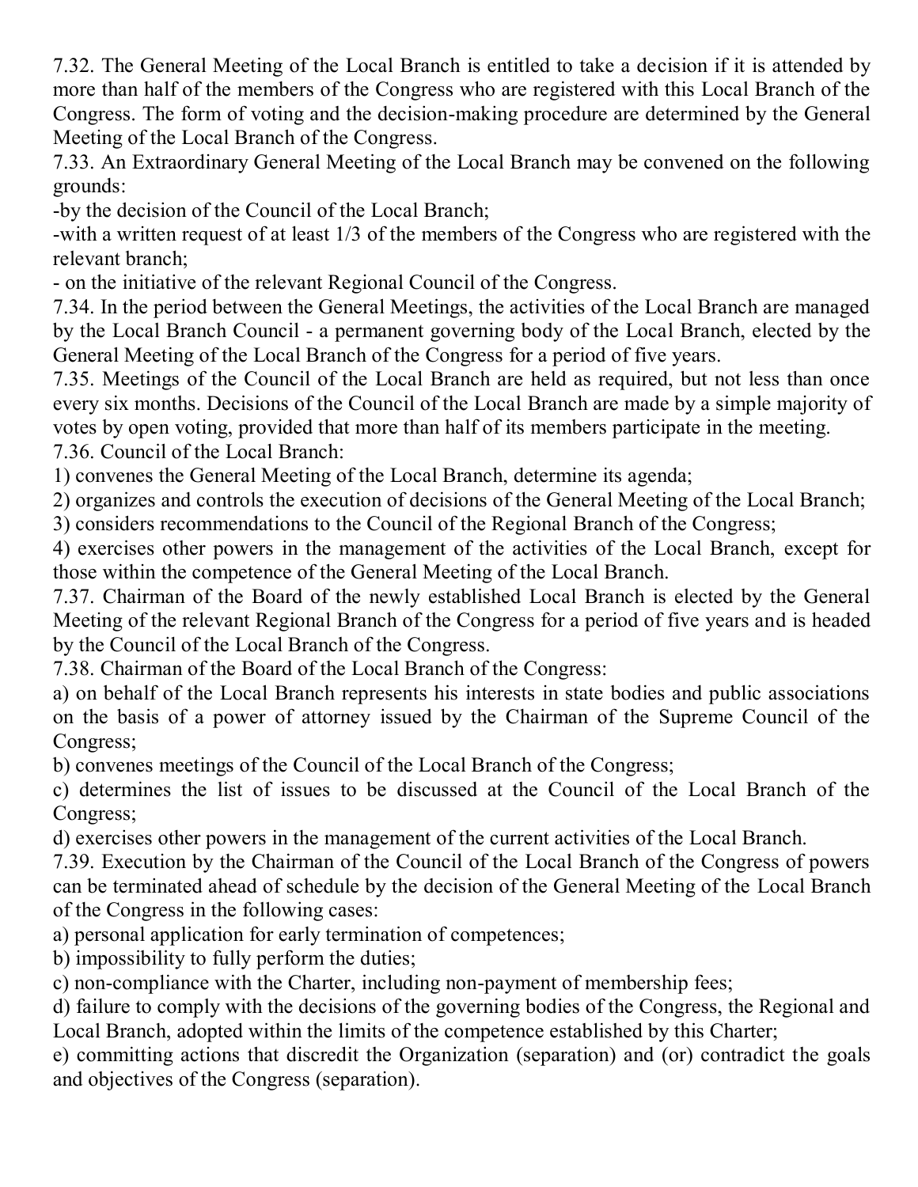7.32. The General Meeting of the Local Branch is entitled to take a decision if it is attended by more than half of the members of the Congress who are registered with this Local Branch of the Congress. The form of voting and the decision-making procedure are determined by the General Meeting of the Local Branch of the Congress.

7.33. An Extraordinary General Meeting of the Local Branch may be convened on the following grounds:

-by the decision of the Council of the Local Branch;

-with a written request of at least 1/3 of the members of the Congress who are registered with the relevant branch;

- on the initiative of the relevant Regional Council of the Congress.

7.34. In the period between the General Meetings, the activities of the Local Branch are managed by the Local Branch Council - a permanent governing body of the Local Branch, elected by the General Meeting of the Local Branch of the Congress for a period of five years.

7.35. Meetings of the Council of the Local Branch are held as required, but not less than once every six months. Decisions of the Council of the Local Branch are made by a simple majority of votes by open voting, provided that more than half of its members participate in the meeting.

7.36. Council of the Local Branch:

1) convenes the General Meeting of the Local Branch, determine its agenda;

2) organizes and controls the execution of decisions of the General Meeting of the Local Branch;

3) considers recommendations to the Council of the Regional Branch of the Congress;

4) exercises other powers in the management of the activities of the Local Branch, except for those within the competence of the General Meeting of the Local Branch.

7.37. Chairman of the Board of the newly established Local Branch is elected by the General Meeting of the relevant Regional Branch of the Congress for a period of five years and is headed by the Council of the Local Branch of the Congress.

7.38. Chairman of the Board of the Local Branch of the Congress:

a) on behalf of the Local Branch represents his interests in state bodies and public associations on the basis of a power of attorney issued by the Chairman of the Supreme Council of the Congress;

b) convenes meetings of the Council of the Local Branch of the Congress;

c) determines the list of issues to be discussed at the Council of the Local Branch of the Congress;

d) exercises other powers in the management of the current activities of the Local Branch.

7.39. Execution by the Chairman of the Council of the Local Branch of the Congress of powers can be terminated ahead of schedule by the decision of the General Meeting of the Local Branch of the Congress in the following cases:

a) personal application for early termination of competences;

b) impossibility to fully perform the duties;

c) non-compliance with the Charter, including non-payment of membership fees;

d) failure to comply with the decisions of the governing bodies of the Congress, the Regional and Local Branch, adopted within the limits of the competence established by this Charter;

e) committing actions that discredit the Organization (separation) and (or) contradict the goals and objectives of the Congress (separation).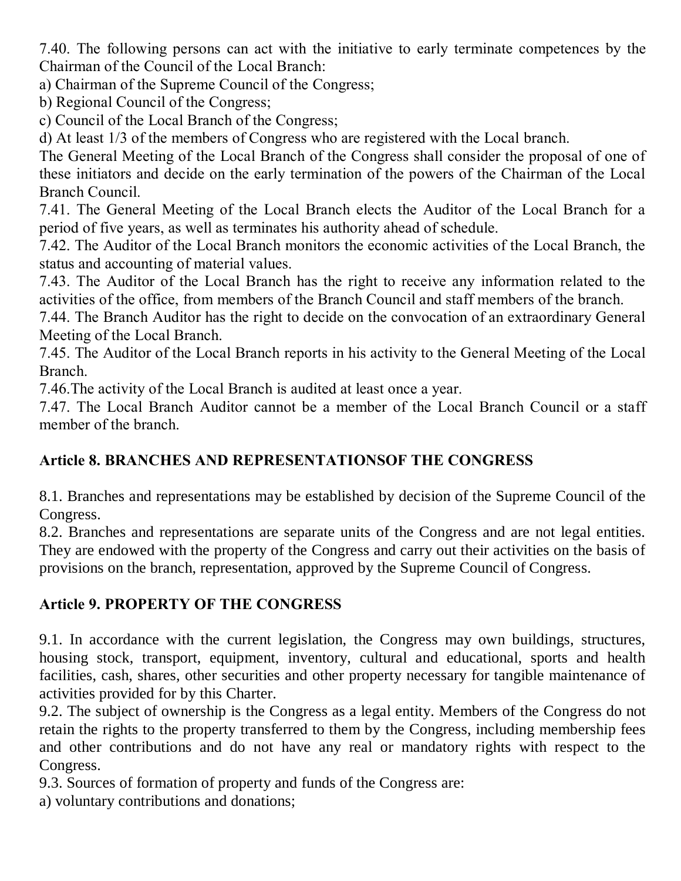7.40. The following persons can act with the initiative to early terminate competences by the Chairman of the Council of the Local Branch:

a) Chairman of the Supreme Council of the Congress;

b) Regional Council of the Congress;

c) Council of the Local Branch of the Congress;

d) At least 1/3 of the members of Congress who are registered with the Local branch.

The General Meeting of the Local Branch of the Congress shall consider the proposal of one of these initiators and decide on the early termination of the powers of the Chairman of the Local Branch Council.

7.41. The General Meeting of the Local Branch elects the Auditor of the Local Branch for a period of five years, as well as terminates his authority ahead of schedule.

7.42. The Auditor of the Local Branch monitors the economic activities of the Local Branch, the status and accounting of material values.

7.43. The Auditor of the Local Branch has the right to receive any information related to the activities of the office, from members of the Branch Council and staff members of the branch.

7.44. The Branch Auditor has the right to decide on the convocation of an extraordinary General Meeting of the Local Branch.

7.45. The Auditor of the Local Branch reports in his activity to the General Meeting of the Local Branch.

7.46.The activity of the Local Branch is audited at least once a year.

7.47. The Local Branch Auditor cannot be a member of the Local Branch Council or a staff member of the branch.

## Article 8. BRANCHES AND REPRESENTATIONSOF THE CONGRESS

8.1. Branches and representations may be established by decision of the Supreme Council of the Congress.

8.2. Branches and representations are separate units of the Congress and are not legal entities. They are endowed with the property of the Congress and carry out their activities on the basis of provisions on the branch, representation, approved by the Supreme Council of Congress.

## Article 9. PROPERTY OF THE CONGRESS

9.1. In accordance with the current legislation, the Congress may own buildings, structures, housing stock, transport, equipment, inventory, cultural and educational, sports and health facilities, cash, shares, other securities and other property necessary for tangible maintenance of activities provided for by this Charter.

9.2. The subject of ownership is the Congress as a legal entity. Members of the Congress do not retain the rights to the property transferred to them by the Congress, including membership fees and other contributions and do not have any real or mandatory rights with respect to the Congress.

9.3. Sources of formation of property and funds of the Congress are:

a) voluntary contributions and donations;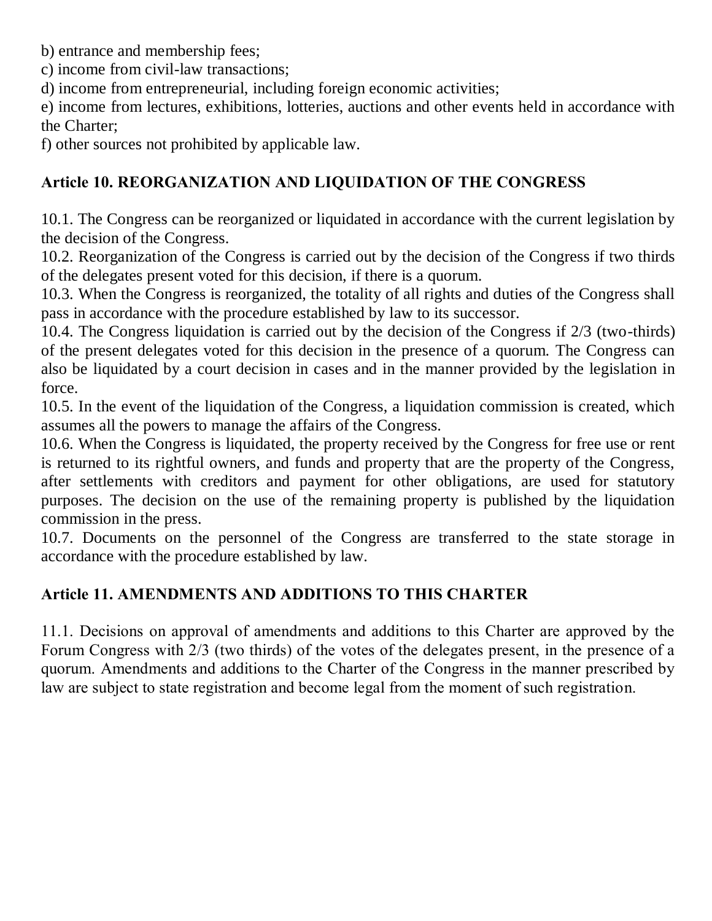b) entrance and membership fees;
c) income from civil-law transactions;
d) income from entrepreneurial, including foreign economic activities;
e) income from lectures, exhibitions, lotteries, auctions and other events held in accordance with the Charter;
f) other sources not prohibited by applicable law.

## Article 10. REORGANIZATION AND LIQUIDATION OF THE CONGRESS

10.1. The Congress can be reorganized or liquidated in accordance with the current legislation by the decision of the Congress.
10.2. Reorganization of the Congress is carried out by the decision of the Congress if two thirds of the delegates present voted for this decision, if there is a quorum.
10.3. When the Congress is reorganized, the totality of all rights and duties of the Congress shall pass in accordance with the procedure established by law to its successor.
10.4. The Congress liquidation is carried out by the decision of the Congress if 2/3 (two-thirds) of the present delegates voted for this decision in the presence of a quorum. The Congress can also be liquidated by a court decision in cases and in the manner provided by the legislation in force.
10.5. In the event of the liquidation of the Congress, a liquidation commission is created, which assumes all the powers to manage the affairs of the Congress.
10.6. When the Congress is liquidated, the property received by the Congress for free use or rent is returned to its rightful owners, and funds and property that are the property of the Congress, after settlements with creditors and payment for other obligations, are used for statutory purposes. The decision on the use of the remaining property is published by the liquidation commission in the press.
10.7. Documents on the personnel of the Congress are transferred to the state storage in accordance with the procedure established by law.

## Article 11. AMENDMENTS AND ADDITIONS TO THIS CHARTER

11.1. Decisions on approval of amendments and additions to this Charter are approved by the Forum Congress with 2/3 (two thirds) of the votes of the delegates present, in the presence of a quorum. Amendments and additions to the Charter of the Congress in the manner prescribed by law are subject to state registration and become legal from the moment of such registration.